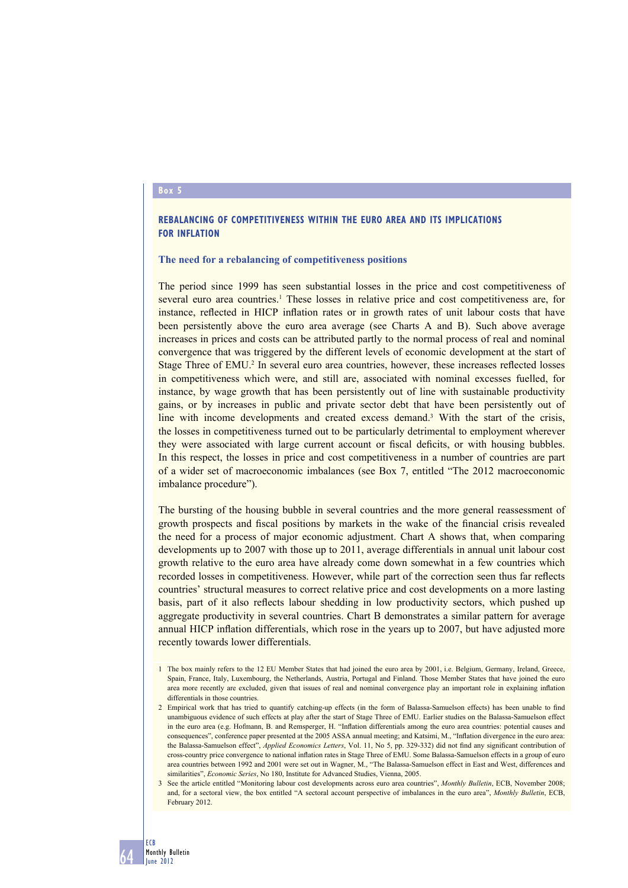Box 5

## REBALANCING OF COMPETITIVENESS WITHIN THE EURO AREA AND ITS IMPLICATIONS FOR INFLATION

### The need for a rebalancing of competitiveness positions

The period since 1999 has seen substantial losses in the price and cost competitiveness of several euro area countries.[1] These losses in relative price and cost competitiveness are, for instance, reflected in HICP inflation rates or in growth rates of unit labour costs that have been persistently above the euro area average (see Charts A and B). Such above average increases in prices and costs can be attributed partly to the normal process of real and nominal convergence that was triggered by the different levels of economic development at the start of Stage Three of EMU.[2] In several euro area countries, however, these increases reflected losses in competitiveness which were, and still are, associated with nominal excesses fuelled, for instance, by wage growth that has been persistently out of line with sustainable productivity gains, or by increases in public and private sector debt that have been persistently out of line with income developments and created excess demand.[3] With the start of the crisis, the losses in competitiveness turned out to be particularly detrimental to employment wherever they were associated with large current account or fiscal deficits, or with housing bubbles. In this respect, the losses in price and cost competitiveness in a number of countries are part of a wider set of macroeconomic imbalances (see Box 7, entitled "The 2012 macroeconomic imbalance procedure").

The bursting of the housing bubble in several countries and the more general reassessment of growth prospects and fiscal positions by markets in the wake of the financial crisis revealed the need for a process of major economic adjustment. Chart A shows that, when comparing developments up to 2007 with those up to 2011, average differentials in annual unit labour cost growth relative to the euro area have already come down somewhat in a few countries which recorded losses in competitiveness. However, while part of the correction seen thus far reflects countries' structural measures to correct relative price and cost developments on a more lasting basis, part of it also reflects labour shedding in low productivity sectors, which pushed up aggregate productivity in several countries. Chart B demonstrates a similar pattern for average annual HICP inflation differentials, which rose in the years up to 2007, but have adjusted more recently towards lower differentials.

1 The box mainly refers to the 12 EU Member States that had joined the euro area by 2001, i.e. Belgium, Germany, Ireland, Greece, Spain, France, Italy, Luxembourg, the Netherlands, Austria, Portugal and Finland. Those Member States that have joined the euro area more recently are excluded, given that issues of real and nominal convergence play an important role in explaining inflation differentials in those countries.

2 Empirical work that has tried to quantify catching-up effects (in the form of Balassa-Samuelson effects) has been unable to find unambiguous evidence of such effects at play after the start of Stage Three of EMU. Earlier studies on the Balassa-Samuelson effect in the euro area (e.g. Hofmann, B. and Remsperger, H. "Inflation differentials among the euro area countries: potential causes and consequences", conference paper presented at the 2005 ASSA annual meeting; and Katsimi, M., "Inflation divergence in the euro area: the Balassa-Samuelson effect", *Applied Economics Letters*, Vol. 11, No 5, pp. 329-332) did not find any significant contribution of cross-country price convergence to national inflation rates in Stage Three of EMU. Some Balassa-Samuelson effects in a group of euro area countries between 1992 and 2001 were set out in Wagner, M., "The Balassa-Samuelson effect in East and West, differences and similarities", *Economic Series*, No 180, Institute for Advanced Studies, Vienna, 2005.

3 See the article entitled "Monitoring labour cost developments across euro area countries", *Monthly Bulletin*, ECB, November 2008; and, for a sectoral view, the box entitled "A sectoral account perspective of imbalances in the euro area", *Monthly Bulletin*, ECB, February 2012.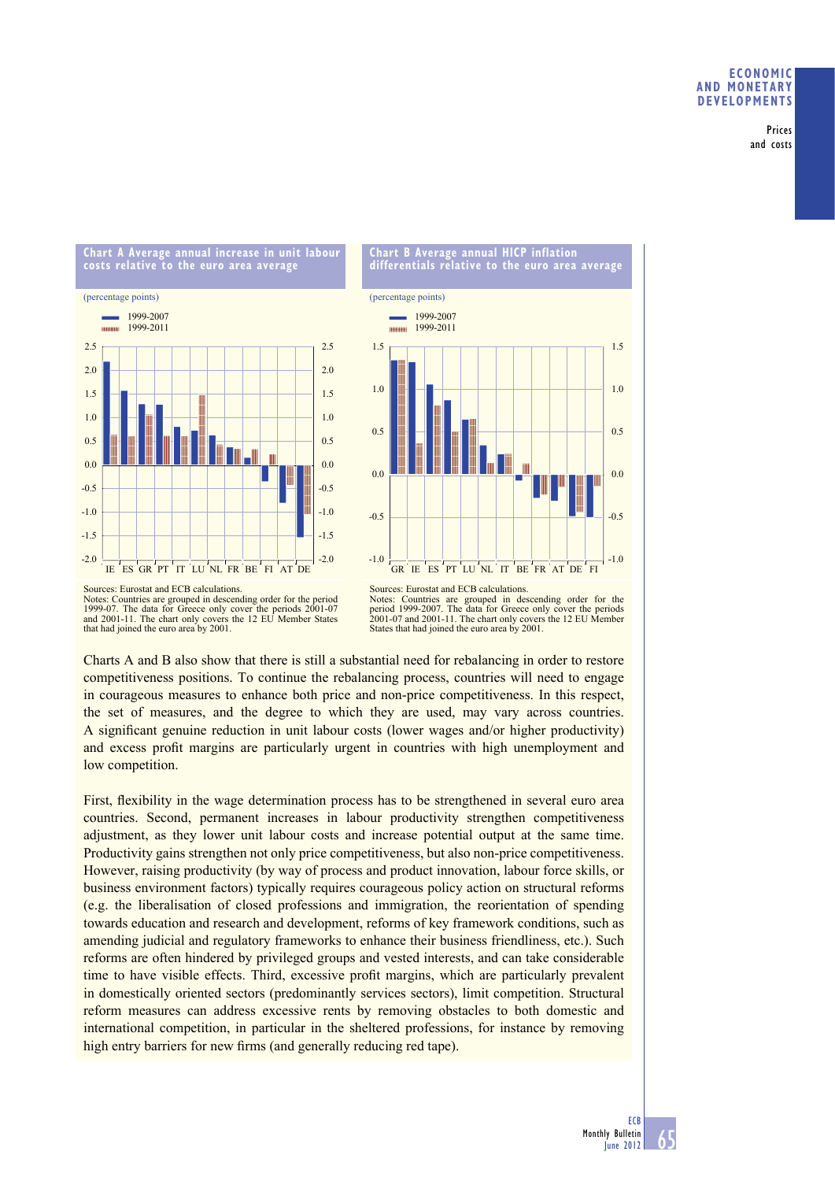**Chart A Average annual increase in unit labour costs relative to the euro area average**

(percentage points)

- 1999-2007
- 1999-2011

Sources: Eurostat and ECB calculations.
Notes: Countries are grouped in descending order for the period 1999-07. The data for Greece only cover the periods 2001-07 and 2001-11. The chart only covers the 12 EU Member States that had joined the euro area by 2001.

**Chart B Average annual HICP inflation differentials relative to the euro area average**

(percentage points)

- 1999-2007
- 1999-2011

Sources: Eurostat and ECB calculations.
Notes: Countries are grouped in descending order for the period 1999-2007. The data for Greece only cover the periods 2001-07 and 2001-11. The chart only covers the 12 EU Member States that had joined the euro area by 2001.

Charts A and B also show that there is still a substantial need for rebalancing in order to restore competitiveness positions. To continue the rebalancing process, countries will need to engage in courageous measures to enhance both price and non-price competitiveness. In this respect, the set of measures, and the degree to which they are used, may vary across countries. A significant genuine reduction in unit labour costs (lower wages and/or higher productivity) and excess profit margins are particularly urgent in countries with high unemployment and low competition.

First, flexibility in the wage determination process has to be strengthened in several euro area countries. Second, permanent increases in labour productivity strengthen competitiveness adjustment, as they lower unit labour costs and increase potential output at the same time. Productivity gains strengthen not only price competitiveness, but also non-price competitiveness. However, raising productivity (by way of process and product innovation, labour force skills, or business environment factors) typically requires courageous policy action on structural reforms (e.g. the liberalisation of closed professions and immigration, the reorientation of spending towards education and research and development, reforms of key framework conditions, such as amending judicial and regulatory frameworks to enhance their business friendliness, etc.). Such reforms are often hindered by privileged groups and vested interests, and can take considerable time to have visible effects. Third, excessive profit margins, which are particularly prevalent in domestically oriented sectors (predominantly services sectors), limit competition. Structural reform measures can address excessive rents by removing obstacles to both domestic and international competition, in particular in the sheltered professions, for instance by removing high entry barriers for new firms (and generally reducing red tape).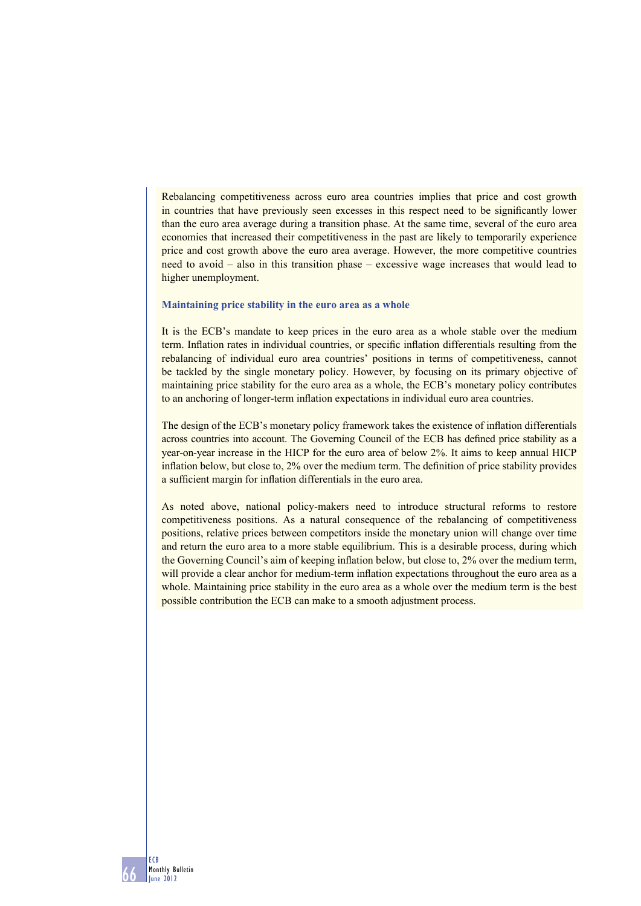Rebalancing competitiveness across euro area countries implies that price and cost growth in countries that have previously seen excesses in this respect need to be significantly lower than the euro area average during a transition phase. At the same time, several of the euro area economies that increased their competitiveness in the past are likely to temporarily experience price and cost growth above the euro area average. However, the more competitive countries need to avoid – also in this transition phase – excessive wage increases that would lead to higher unemployment.

### Maintaining price stability in the euro area as a whole

It is the ECB's mandate to keep prices in the euro area as a whole stable over the medium term. Inflation rates in individual countries, or specific inflation differentials resulting from the rebalancing of individual euro area countries' positions in terms of competitiveness, cannot be tackled by the single monetary policy. However, by focusing on its primary objective of maintaining price stability for the euro area as a whole, the ECB's monetary policy contributes to an anchoring of longer-term inflation expectations in individual euro area countries.

The design of the ECB's monetary policy framework takes the existence of inflation differentials across countries into account. The Governing Council of the ECB has defined price stability as a year-on-year increase in the HICP for the euro area of below 2%. It aims to keep annual HICP inflation below, but close to, 2% over the medium term. The definition of price stability provides a sufficient margin for inflation differentials in the euro area.

As noted above, national policy-makers need to introduce structural reforms to restore competitiveness positions. As a natural consequence of the rebalancing of competitiveness positions, relative prices between competitors inside the monetary union will change over time and return the euro area to a more stable equilibrium. This is a desirable process, during which the Governing Council's aim of keeping inflation below, but close to, 2% over the medium term, will provide a clear anchor for medium-term inflation expectations throughout the euro area as a whole. Maintaining price stability in the euro area as a whole over the medium term is the best possible contribution the ECB can make to a smooth adjustment process.